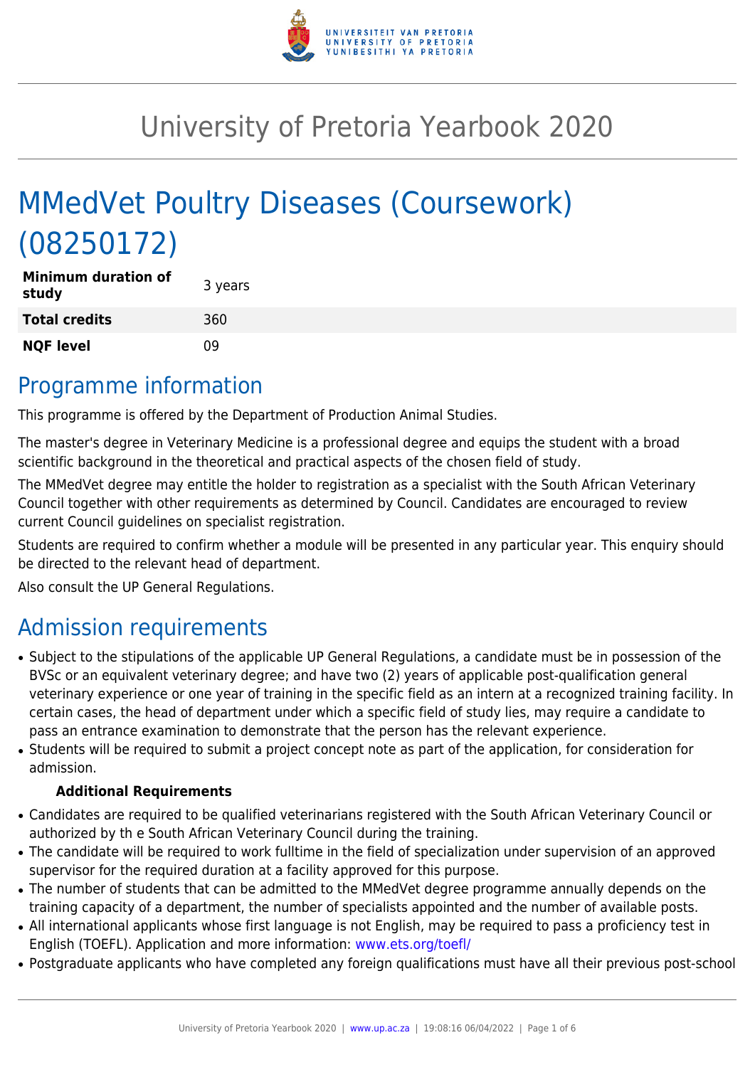# University of Pretoria Yearbook 2020

# MMedVet Poultry Diseases (Coursework) (08250172)

| | |
|---|---|
| **Minimum duration of study** | 3 years |
| **Total credits** | 360 |
| **NQF level** | 09 |

## Programme information

This programme is offered by the Department of Production Animal Studies.

The master's degree in Veterinary Medicine is a professional degree and equips the student with a broad scientific background in the theoretical and practical aspects of the chosen field of study.

The MMedVet degree may entitle the holder to registration as a specialist with the South African Veterinary Council together with other requirements as determined by Council. Candidates are encouraged to review current Council guidelines on specialist registration.

Students are required to confirm whether a module will be presented in any particular year. This enquiry should be directed to the relevant head of department.

Also consult the UP General Regulations.

## Admission requirements

- Subject to the stipulations of the applicable UP General Regulations, a candidate must be in possession of the BVSc or an equivalent veterinary degree; and have two (2) years of applicable post-qualification general veterinary experience or one year of training in the specific field as an intern at a recognized training facility. In certain cases, the head of department under which a specific field of study lies, may require a candidate to pass an entrance examination to demonstrate that the person has the relevant experience.
- Students will be required to submit a project concept note as part of the application, for consideration for admission.

**Additional Requirements**

- Candidates are required to be qualified veterinarians registered with the South African Veterinary Council or authorized by th e South African Veterinary Council during the training.
- The candidate will be required to work fulltime in the field of specialization under supervision of an approved supervisor for the required duration at a facility approved for this purpose.
- The number of students that can be admitted to the MMedVet degree programme annually depends on the training capacity of a department, the number of specialists appointed and the number of available posts.
- All international applicants whose first language is not English, may be required to pass a proficiency test in English (TOEFL). Application and more information: www.ets.org/toefl/
- Postgraduate applicants who have completed any foreign qualifications must have all their previous post-school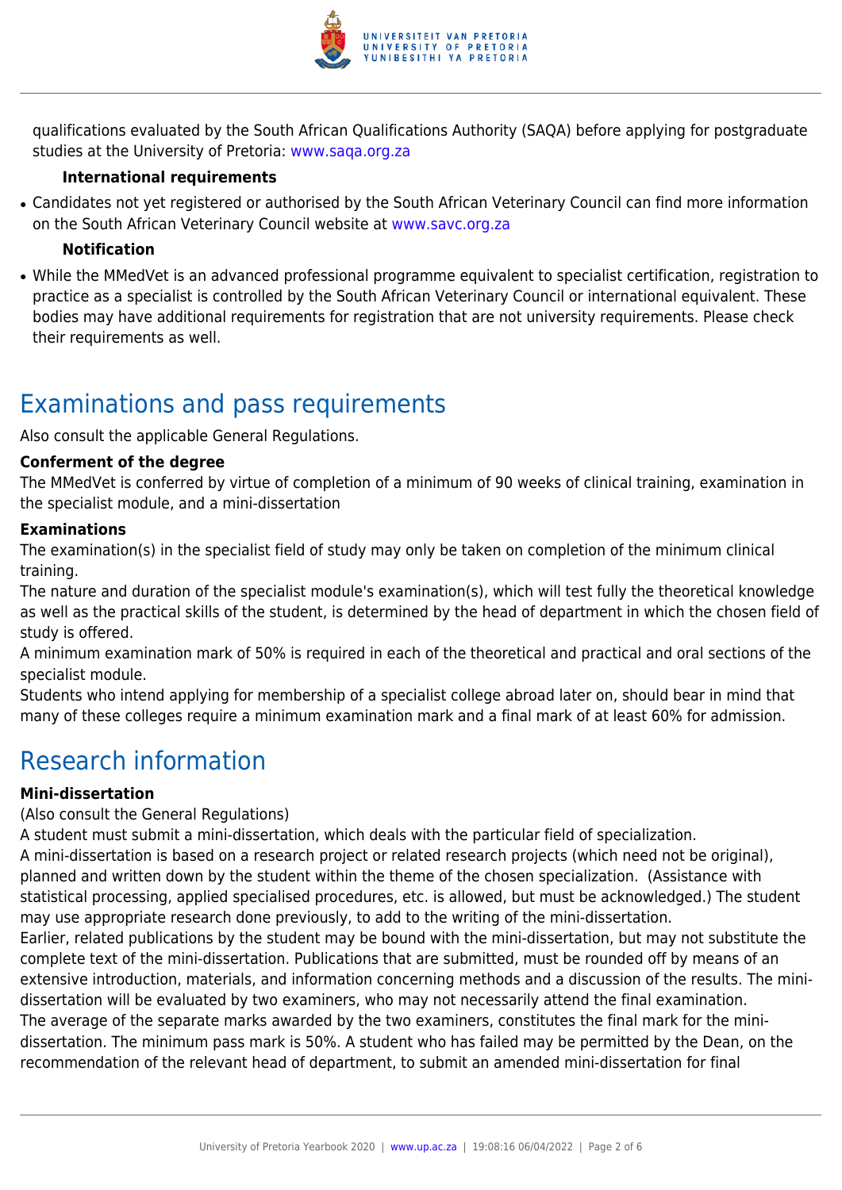qualifications evaluated by the South African Qualifications Authority (SAQA) before applying for postgraduate studies at the University of Pretoria: www.saqa.org.za

**International requirements**

- Candidates not yet registered or authorised by the South African Veterinary Council can find more information on the South African Veterinary Council website at www.savc.org.za

**Notification**

- While the MMedVet is an advanced professional programme equivalent to specialist certification, registration to practice as a specialist is controlled by the South African Veterinary Council or international equivalent. These bodies may have additional requirements for registration that are not university requirements. Please check their requirements as well.

## Examinations and pass requirements

Also consult the applicable General Regulations.

**Conferment of the degree**

The MMedVet is conferred by virtue of completion of a minimum of 90 weeks of clinical training, examination in the specialist module, and a mini-dissertation

**Examinations**

The examination(s) in the specialist field of study may only be taken on completion of the minimum clinical training.

The nature and duration of the specialist module's examination(s), which will test fully the theoretical knowledge as well as the practical skills of the student, is determined by the head of department in which the chosen field of study is offered.

A minimum examination mark of 50% is required in each of the theoretical and practical and oral sections of the specialist module.

Students who intend applying for membership of a specialist college abroad later on, should bear in mind that many of these colleges require a minimum examination mark and a final mark of at least 60% for admission.

## Research information

**Mini-dissertation**

(Also consult the General Regulations)

A student must submit a mini-dissertation, which deals with the particular field of specialization.

A mini-dissertation is based on a research project or related research projects (which need not be original), planned and written down by the student within the theme of the chosen specialization. (Assistance with statistical processing, applied specialised procedures, etc. is allowed, but must be acknowledged.) The student may use appropriate research done previously, to add to the writing of the mini-dissertation.

Earlier, related publications by the student may be bound with the mini-dissertation, but may not substitute the complete text of the mini-dissertation. Publications that are submitted, must be rounded off by means of an extensive introduction, materials, and information concerning methods and a discussion of the results. The mini-dissertation will be evaluated by two examiners, who may not necessarily attend the final examination.

The average of the separate marks awarded by the two examiners, constitutes the final mark for the mini-dissertation. The minimum pass mark is 50%. A student who has failed may be permitted by the Dean, on the recommendation of the relevant head of department, to submit an amended mini-dissertation for final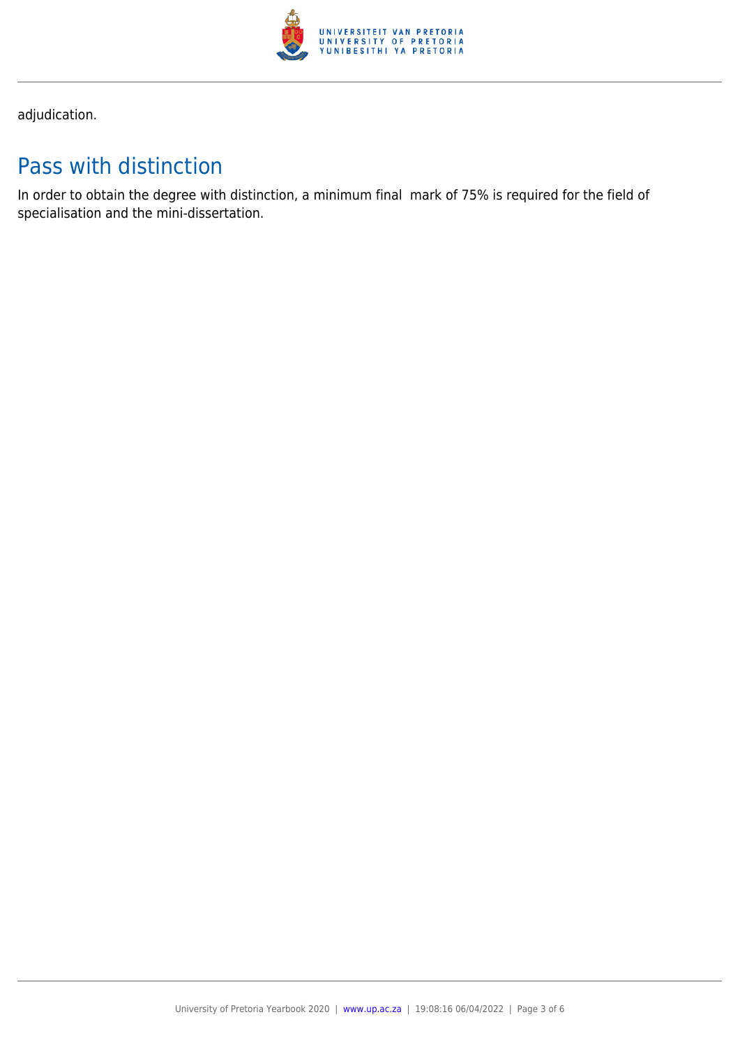adjudication.

## Pass with distinction

In order to obtain the degree with distinction, a minimum final mark of 75% is required for the field of specialisation and the mini-dissertation.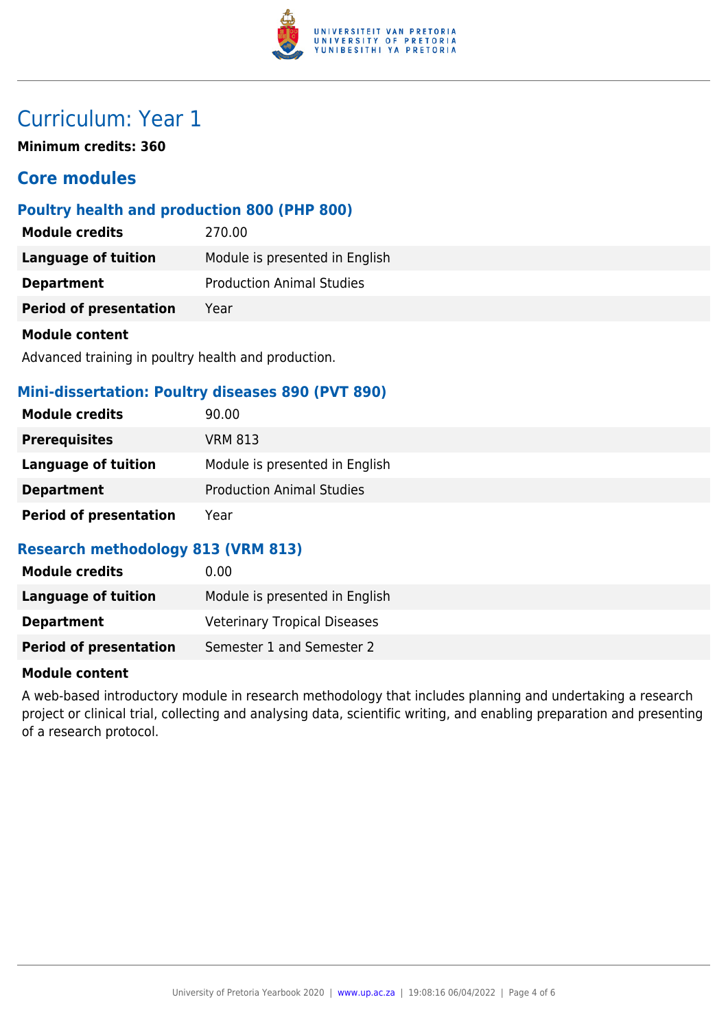# Curriculum: Year 1

**Minimum credits: 360**

## Core modules

### Poultry health and production 800 (PHP 800)

| | |
|---|---|
| **Module credits** | 270.00 |
| **Language of tuition** | Module is presented in English |
| **Department** | Production Animal Studies |
| **Period of presentation** | Year |

**Module content**

Advanced training in poultry health and production.

### Mini-dissertation: Poultry diseases 890 (PVT 890)

| | |
|---|---|
| **Module credits** | 90.00 |
| **Prerequisites** | VRM 813 |
| **Language of tuition** | Module is presented in English |
| **Department** | Production Animal Studies |
| **Period of presentation** | Year |

### Research methodology 813 (VRM 813)

| | |
|---|---|
| **Module credits** | 0.00 |
| **Language of tuition** | Module is presented in English |
| **Department** | Veterinary Tropical Diseases |
| **Period of presentation** | Semester 1 and Semester 2 |

**Module content**

A web-based introductory module in research methodology that includes planning and undertaking a research project or clinical trial, collecting and analysing data, scientific writing, and enabling preparation and presenting of a research protocol.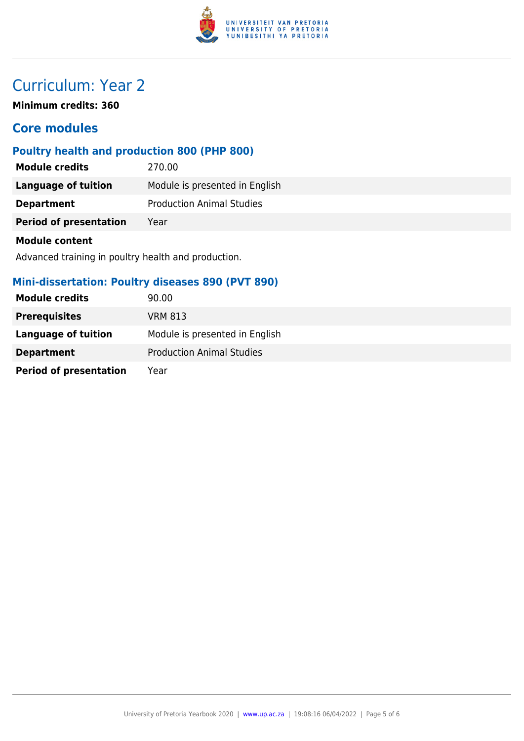# Curriculum: Year 2

**Minimum credits: 360**

## Core modules

### Poultry health and production 800 (PHP 800)

| | |
|---|---|
| **Module credits** | 270.00 |
| **Language of tuition** | Module is presented in English |
| **Department** | Production Animal Studies |
| **Period of presentation** | Year |

**Module content**

Advanced training in poultry health and production.

### Mini-dissertation: Poultry diseases 890 (PVT 890)

| | |
|---|---|
| **Module credits** | 90.00 |
| **Prerequisites** | VRM 813 |
| **Language of tuition** | Module is presented in English |
| **Department** | Production Animal Studies |
| **Period of presentation** | Year |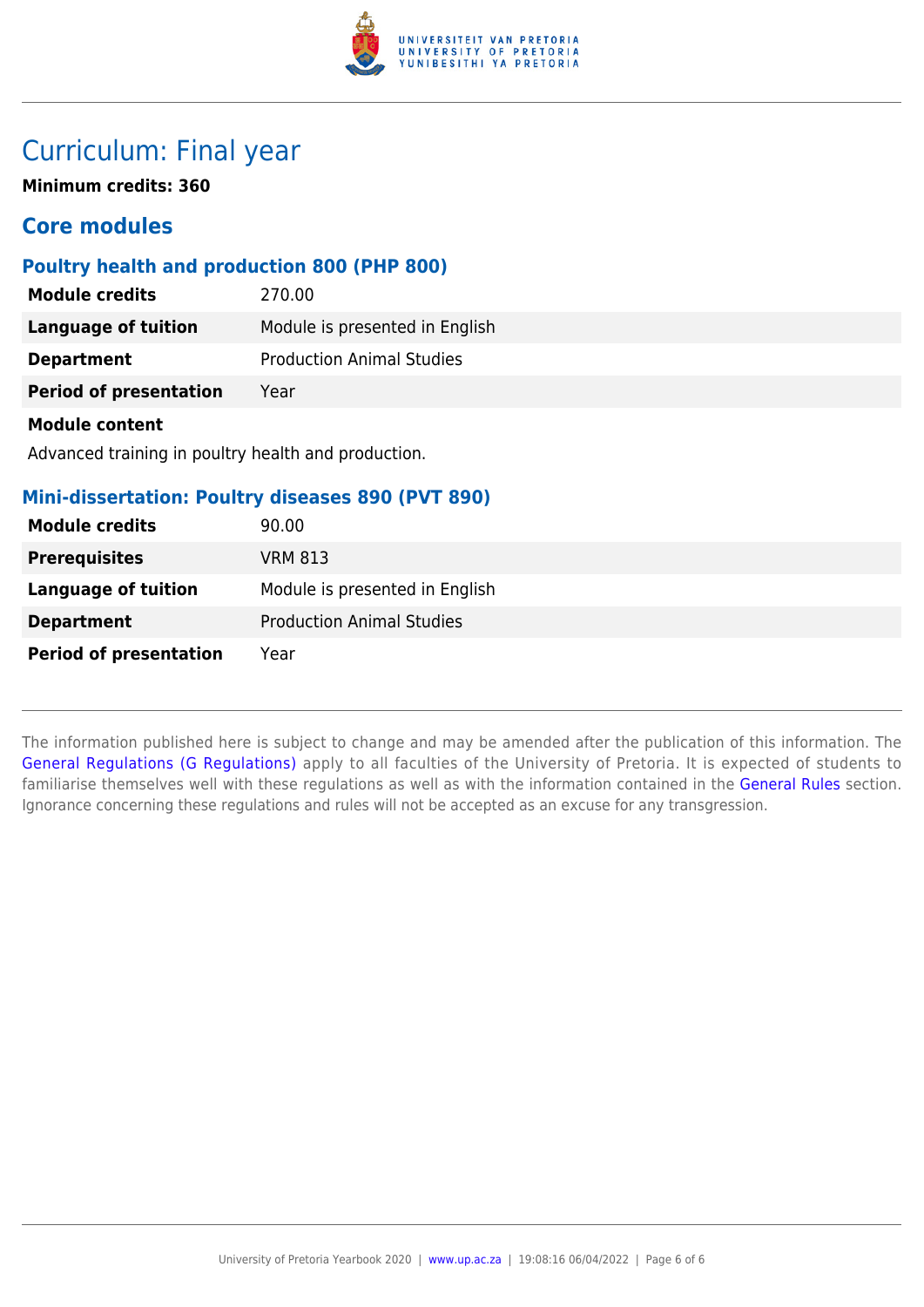# Curriculum: Final year

**Minimum credits: 360**

## Core modules

### Poultry health and production 800 (PHP 800)

| | |
|---|---|
| **Module credits** | 270.00 |
| **Language of tuition** | Module is presented in English |
| **Department** | Production Animal Studies |
| **Period of presentation** | Year |

**Module content**

Advanced training in poultry health and production.

### Mini-dissertation: Poultry diseases 890 (PVT 890)

| | |
|---|---|
| **Module credits** | 90.00 |
| **Prerequisites** | VRM 813 |
| **Language of tuition** | Module is presented in English |
| **Department** | Production Animal Studies |
| **Period of presentation** | Year |

The information published here is subject to change and may be amended after the publication of this information. The General Regulations (G Regulations) apply to all faculties of the University of Pretoria. It is expected of students to familiarise themselves well with these regulations as well as with the information contained in the General Rules section. Ignorance concerning these regulations and rules will not be accepted as an excuse for any transgression.